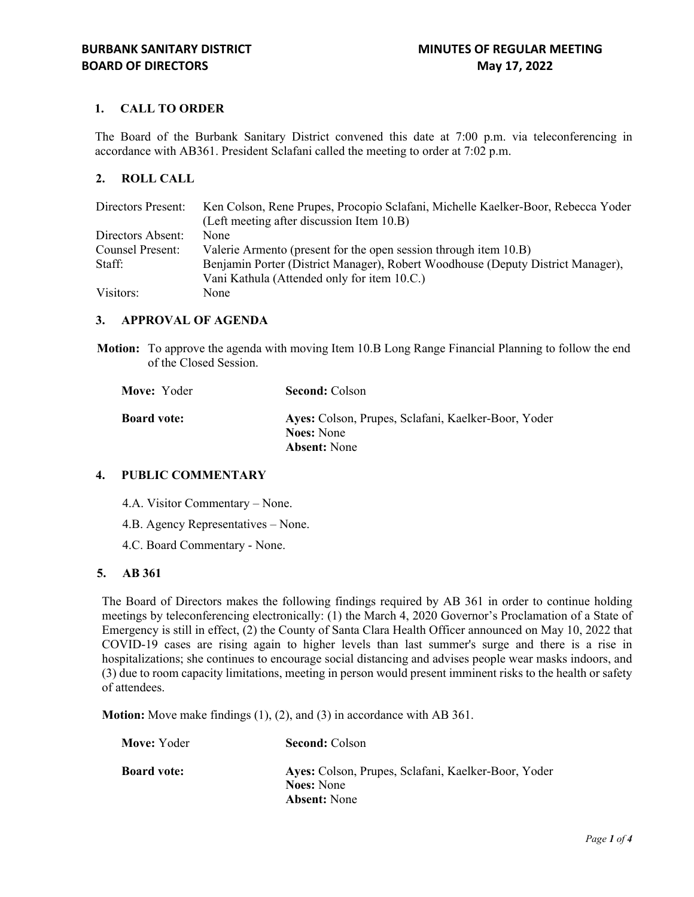**BURBANK SANITARY DISTRICT**
**BOARD OF DIRECTORS**

**MINUTES OF REGULAR MEETING**
**May 17, 2022**

## 1. CALL TO ORDER

The Board of the Burbank Sanitary District convened this date at 7:00 p.m. via teleconferencing in accordance with AB361. President Sclafani called the meeting to order at 7:02 p.m.

## 2. ROLL CALL

| | |
|---|---|
| Directors Present: | Ken Colson, Rene Prupes, Procopio Sclafani, Michelle Kaelker-Boor, Rebecca Yoder (Left meeting after discussion Item 10.B) |
| Directors Absent: | None |
| Counsel Present: | Valerie Armento (present for the open session through item 10.B) |
| Staff: | Benjamin Porter (District Manager), Robert Woodhouse (Deputy District Manager), Vani Kathula (Attended only for item 10.C.) |
| Visitors: | None |

## 3. APPROVAL OF AGENDA

**Motion:** To approve the agenda with moving Item 10.B Long Range Financial Planning to follow the end of the Closed Session.

**Move:** Yoder  **Second:** Colson

**Board vote:**
**Ayes:** Colson, Prupes, Sclafani, Kaelker-Boor, Yoder
**Noes:** None
**Absent:** None

## 4. PUBLIC COMMENTARY

4.A. Visitor Commentary – None.

4.B. Agency Representatives – None.

4.C. Board Commentary - None.

## 5. AB 361

The Board of Directors makes the following findings required by AB 361 in order to continue holding meetings by teleconferencing electronically: (1) the March 4, 2020 Governor's Proclamation of a State of Emergency is still in effect, (2) the County of Santa Clara Health Officer announced on May 10, 2022 that COVID-19 cases are rising again to higher levels than last summer's surge and there is a rise in hospitalizations; she continues to encourage social distancing and advises people wear masks indoors, and (3) due to room capacity limitations, meeting in person would present imminent risks to the health or safety of attendees.

**Motion:** Move make findings (1), (2), and (3) in accordance with AB 361.

**Move:** Yoder  **Second:** Colson

**Board vote:**
**Ayes:** Colson, Prupes, Sclafani, Kaelker-Boor, Yoder
**Noes:** None
**Absent:** None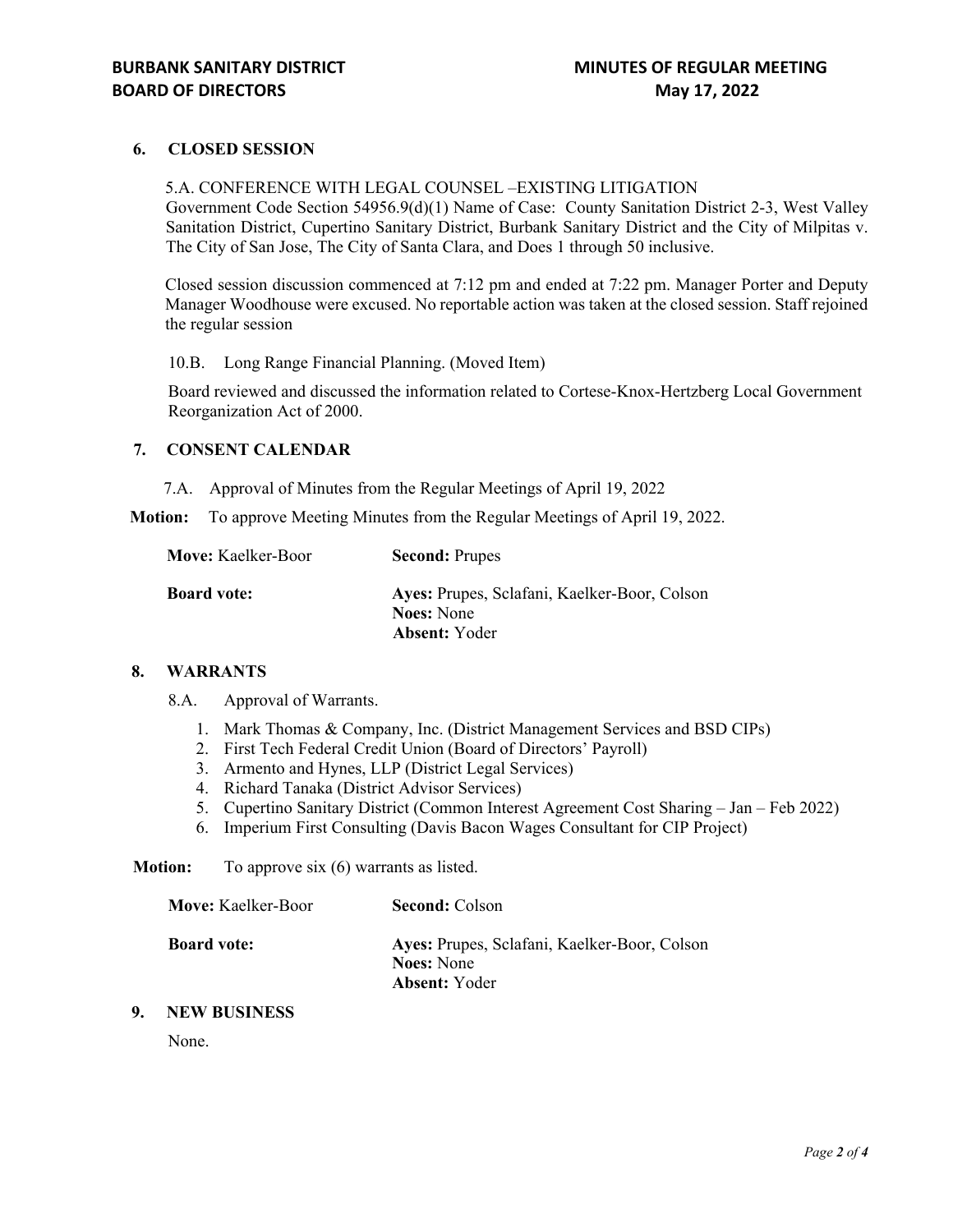## 6. CLOSED SESSION

5.A. CONFERENCE WITH LEGAL COUNSEL –EXISTING LITIGATION
Government Code Section 54956.9(d)(1) Name of Case: County Sanitation District 2-3, West Valley Sanitation District, Cupertino Sanitary District, Burbank Sanitary District and the City of Milpitas v. The City of San Jose, The City of Santa Clara, and Does 1 through 50 inclusive.

Closed session discussion commenced at 7:12 pm and ended at 7:22 pm. Manager Porter and Deputy Manager Woodhouse were excused. No reportable action was taken at the closed session. Staff rejoined the regular session

10.B. Long Range Financial Planning. (Moved Item)

Board reviewed and discussed the information related to Cortese-Knox-Hertzberg Local Government Reorganization Act of 2000.

## 7. CONSENT CALENDAR

7.A. Approval of Minutes from the Regular Meetings of April 19, 2022

**Motion:** To approve Meeting Minutes from the Regular Meetings of April 19, 2022.

**Move:** Kaelker-Boor **Second:** Prupes

**Board vote:**
**Ayes:** Prupes, Sclafani, Kaelker-Boor, Colson
**Noes:** None
**Absent:** Yoder

## 8. WARRANTS

8.A. Approval of Warrants.

1. Mark Thomas & Company, Inc. (District Management Services and BSD CIPs)
2. First Tech Federal Credit Union (Board of Directors' Payroll)
3. Armento and Hynes, LLP (District Legal Services)
4. Richard Tanaka (District Advisor Services)
5. Cupertino Sanitary District (Common Interest Agreement Cost Sharing – Jan – Feb 2022)
6. Imperium First Consulting (Davis Bacon Wages Consultant for CIP Project)

**Motion:** To approve six (6) warrants as listed.

**Move:** Kaelker-Boor **Second:** Colson

**Board vote:**
**Ayes:** Prupes, Sclafani, Kaelker-Boor, Colson
**Noes:** None
**Absent:** Yoder

## 9. NEW BUSINESS

None.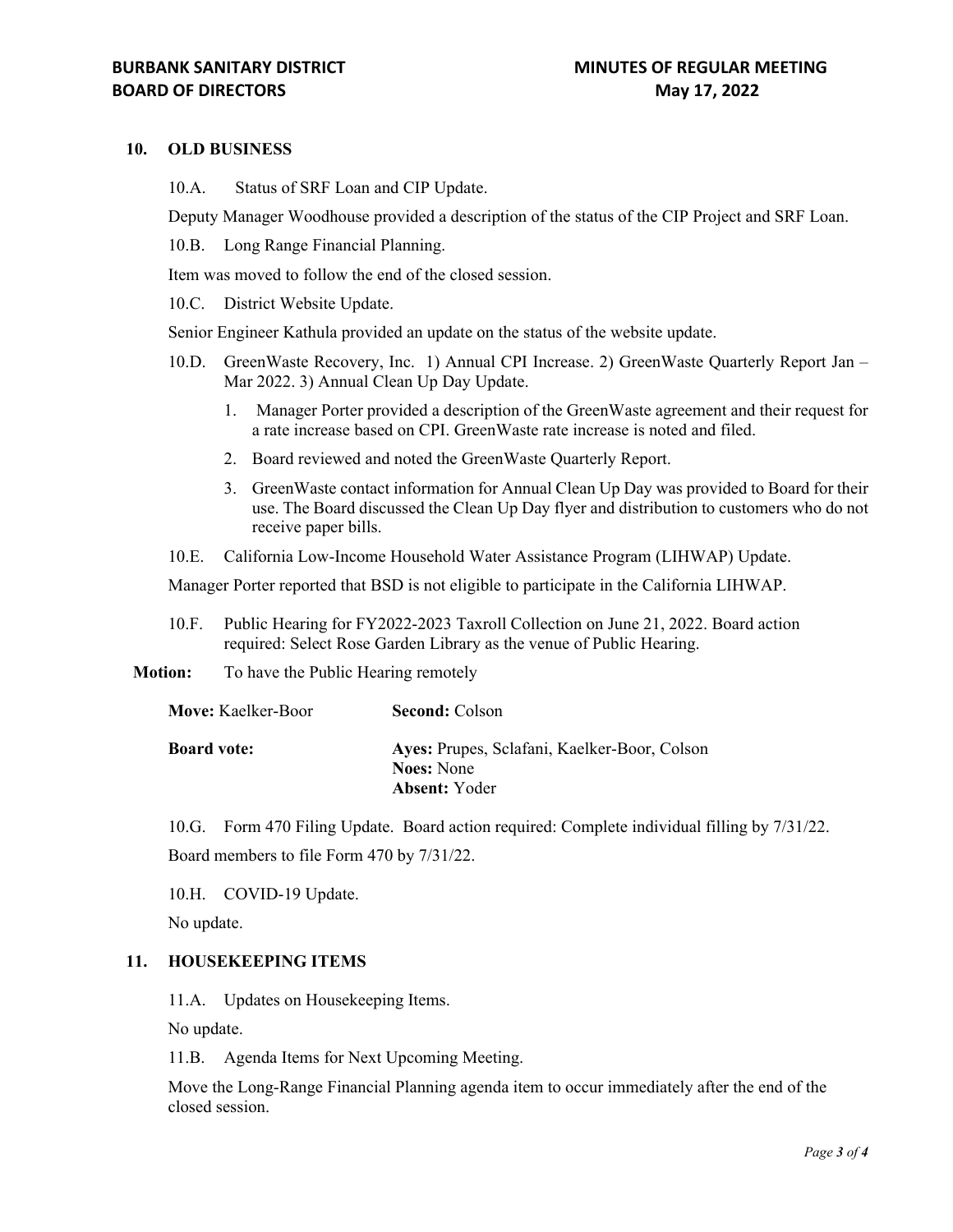## 10. OLD BUSINESS

10.A. Status of SRF Loan and CIP Update.

Deputy Manager Woodhouse provided a description of the status of the CIP Project and SRF Loan.

10.B. Long Range Financial Planning.

Item was moved to follow the end of the closed session.

10.C. District Website Update.

Senior Engineer Kathula provided an update on the status of the website update.

10.D. GreenWaste Recovery, Inc. 1) Annual CPI Increase. 2) GreenWaste Quarterly Report Jan – Mar 2022. 3) Annual Clean Up Day Update.

1. Manager Porter provided a description of the GreenWaste agreement and their request for a rate increase based on CPI. GreenWaste rate increase is noted and filed.
2. Board reviewed and noted the GreenWaste Quarterly Report.
3. GreenWaste contact information for Annual Clean Up Day was provided to Board for their use. The Board discussed the Clean Up Day flyer and distribution to customers who do not receive paper bills.

10.E. California Low-Income Household Water Assistance Program (LIHWAP) Update.

Manager Porter reported that BSD is not eligible to participate in the California LIHWAP.

10.F. Public Hearing for FY2022-2023 Taxroll Collection on June 21, 2022. Board action required: Select Rose Garden Library as the venue of Public Hearing.

**Motion:** To have the Public Hearing remotely

**Move:** Kaelker-Boor **Second:** Colson

**Board vote:** **Ayes:** Prupes, Sclafani, Kaelker-Boor, Colson
**Noes:** None
**Absent:** Yoder

10.G. Form 470 Filing Update. Board action required: Complete individual filling by 7/31/22.

Board members to file Form 470 by 7/31/22.

10.H. COVID-19 Update.

No update.

## 11. HOUSEKEEPING ITEMS

11.A. Updates on Housekeeping Items.

No update.

11.B. Agenda Items for Next Upcoming Meeting.

Move the Long-Range Financial Planning agenda item to occur immediately after the end of the closed session.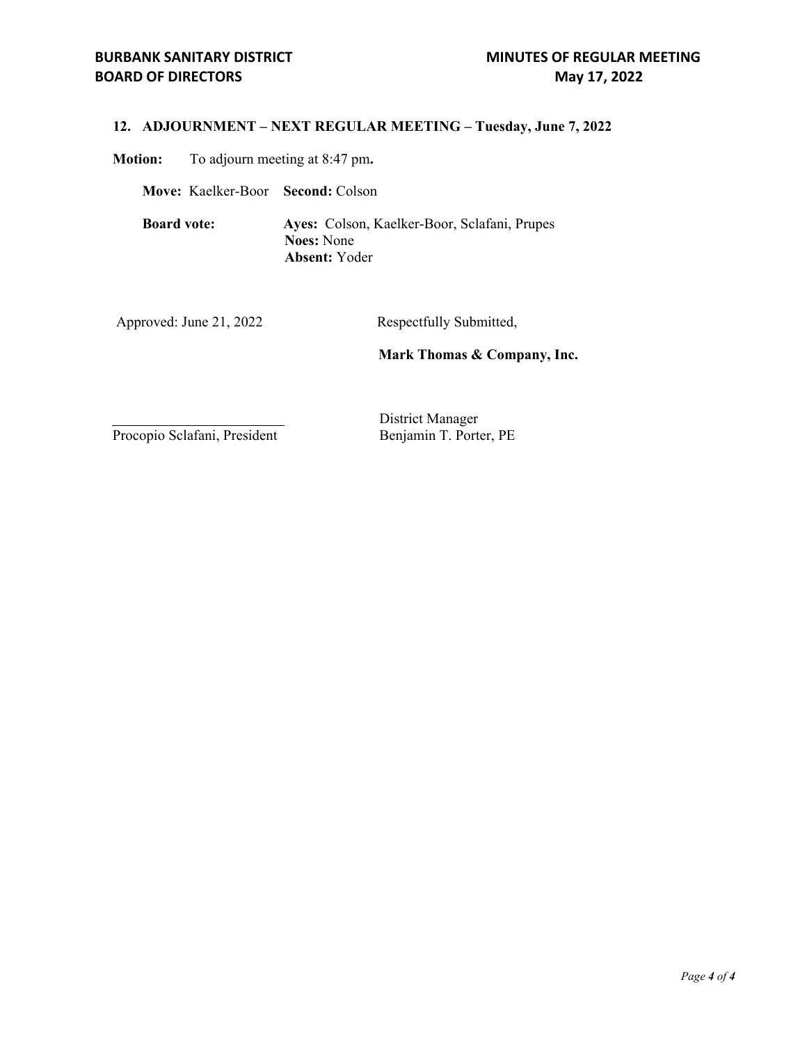### 12. ADJOURNMENT – NEXT REGULAR MEETING – Tuesday, June 7, 2022

**Motion:** To adjourn meeting at 8:47 pm**.**

**Move:** Kaelker-Boor **Second:** Colson

**Board vote:** **Ayes:** Colson, Kaelker-Boor, Sclafani, Prupes
**Noes:** None
**Absent:** Yoder

Approved: June 21, 2022

Respectfully Submitted,

**Mark Thomas & Company, Inc.**

\_\_\_\_\_\_\_\_\_\_\_\_\_\_\_\_\_\_\_\_\_\_\_\_\_
Procopio Sclafani, President

District Manager
Benjamin T. Porter, PE